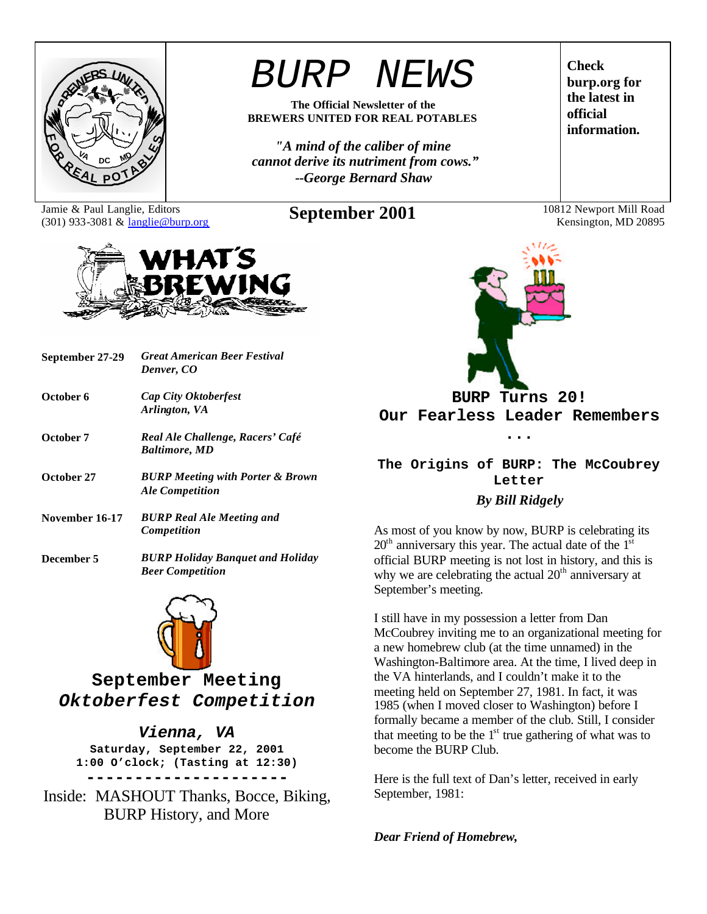# BURP NEWS

**The Official Newsletter of the BREWERS UNITED FOR REAL POTABLES**

*"A mind of the caliber of mine cannot derive its nutriment from cows." --George Bernard Shaw*

**Check burp.org for the latest in official information.**

Jamie & Paul Langlie, Editors
(301) 933-3081 & langlie@burp.org

**September 2001**

10812 Newport Mill Road
Kensington, MD 20895

## WHAT'S BREWING

| | |
|---|---|
| **September 27-29** | ***Great American Beer Festival Denver, CO*** |
| **October 6** | ***Cap City Oktoberfest Arlington, VA*** |
| **October 7** | ***Real Ale Challenge, Racers' Café Baltimore, MD*** |
| **October 27** | ***BURP Meeting with Porter & Brown Ale Competition*** |
| **November 16-17** | ***BURP Real Ale Meeting and Competition*** |
| **December 5** | ***BURP Holiday Banquet and Holiday Beer Competition*** |

## September Meeting *Oktoberfest Competition*

### *Vienna, VA*

**Saturday, September 22, 2001**
**1:00 O'clock; (Tasting at 12:30)**

---

Inside: MASHOUT Thanks, Bocce, Biking, BURP History, and More

## BURP Turns 20! Our Fearless Leader Remembers ...

### The Origins of BURP: The McCoubrey Letter

***By Bill Ridgely***

As most of you know by now, BURP is celebrating its 20th anniversary this year. The actual date of the 1st official BURP meeting is not lost in history, and this is why we are celebrating the actual 20th anniversary at September's meeting.

I still have in my possession a letter from Dan McCoubrey inviting me to an organizational meeting for a new homebrew club (at the time unnamed) in the Washington-Baltimore area. At the time, I lived deep in the VA hinterlands, and I couldn't make it to the meeting held on September 27, 1981. In fact, it was 1985 (when I moved closer to Washington) before I formally became a member of the club. Still, I consider that meeting to be the 1st true gathering of what was to become the BURP Club.

Here is the full text of Dan's letter, received in early September, 1981:

***Dear Friend of Homebrew,***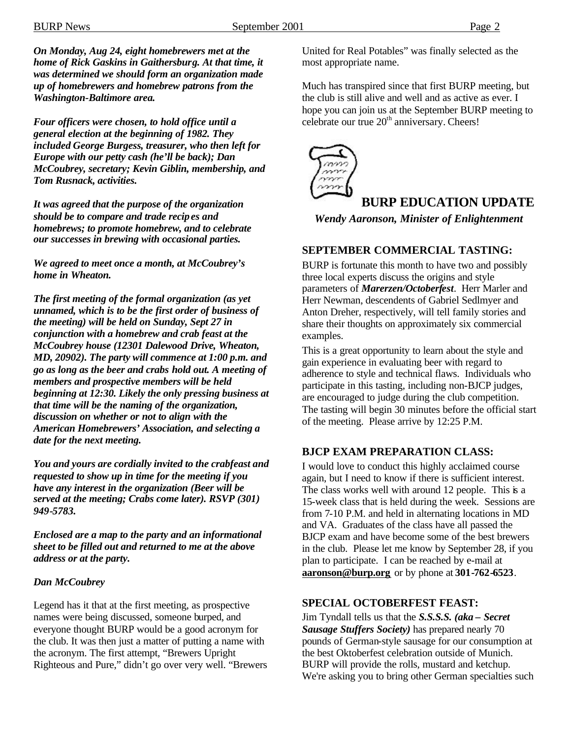***On Monday, Aug 24, eight homebrewers met at the home of Rick Gaskins in Gaithersburg. At that time, it was determined we should form an organization made up of homebrewers and homebrew patrons from the Washington-Baltimore area.***

***Four officers were chosen, to hold office until a general election at the beginning of 1982. They included George Burgess, treasurer, who then left for Europe with our petty cash (he'll be back); Dan McCoubrey, secretary; Kevin Giblin, membership, and Tom Rusnack, activities.***

***It was agreed that the purpose of the organization should be to compare and trade recipes and homebrews; to promote homebrew, and to celebrate our successes in brewing with occasional parties.***

***We agreed to meet once a month, at McCoubrey's home in Wheaton.***

***The first meeting of the formal organization (as yet unnamed, which is to be the first order of business of the meeting) will be held on Sunday, Sept 27 in conjunction with a homebrew and crab feast at the McCoubrey house (12301 Dalewood Drive, Wheaton, MD, 20902). The party will commence at 1:00 p.m. and go as long as the beer and crabs hold out. A meeting of members and prospective members will be held beginning at 12:30. Likely the only pressing business at that time will be the naming of the organization, discussion on whether or not to align with the American Homebrewers' Association, and selecting a date for the next meeting.***

***You and yours are cordially invited to the crabfeast and requested to show up in time for the meeting if you have any interest in the organization (Beer will be served at the meeting; Crabs come later). RSVP (301) 949-5783.***

***Enclosed are a map to the party and an informational sheet to be filled out and returned to me at the above address or at the party.***

***Dan McCoubrey***

Legend has it that at the first meeting, as prospective names were being discussed, someone burped, and everyone thought BURP would be a good acronym for the club. It was then just a matter of putting a name with the acronym. The first attempt, "Brewers Upright Righteous and Pure," didn't go over very well. "Brewers United for Real Potables" was finally selected as the most appropriate name.

Much has transpired since that first BURP meeting, but the club is still alive and well and as active as ever. I hope you can join us at the September BURP meeting to celebrate our true 20th anniversary. Cheers!

## BURP EDUCATION UPDATE

***Wendy Aaronson, Minister of Enlightenment***

### SEPTEMBER COMMERCIAL TASTING:

BURP is fortunate this month to have two and possibly three local experts discuss the origins and style parameters of ***Marerzen/Octoberfest***. Herr Marler and Herr Newman, descendents of Gabriel Sedlmyer and Anton Dreher, respectively, will tell family stories and share their thoughts on approximately six commercial examples.

This is a great opportunity to learn about the style and gain experience in evaluating beer with regard to adherence to style and technical flaws. Individuals who participate in this tasting, including non-BJCP judges, are encouraged to judge during the club competition. The tasting will begin 30 minutes before the official start of the meeting. Please arrive by 12:25 P.M.

### BJCP EXAM PREPARATION CLASS:

I would love to conduct this highly acclaimed course again, but I need to know if there is sufficient interest. The class works well with around 12 people. This is a 15-week class that is held during the week. Sessions are from 7-10 P.M. and held in alternating locations in MD and VA. Graduates of the class have all passed the BJCP exam and have become some of the best brewers in the club. Please let me know by September 28, if you plan to participate. I can be reached by e-mail at **aaronson@burp.org** or by phone at **301-762-6523**.

### SPECIAL OCTOBERFEST FEAST:

Jim Tyndall tells us that the ***S.S.S.S. (aka – Secret Sausage Stuffers Society)*** has prepared nearly 70 pounds of German-style sausage for our consumption at the best Oktoberfest celebration outside of Munich. BURP will provide the rolls, mustard and ketchup. We're asking you to bring other German specialties such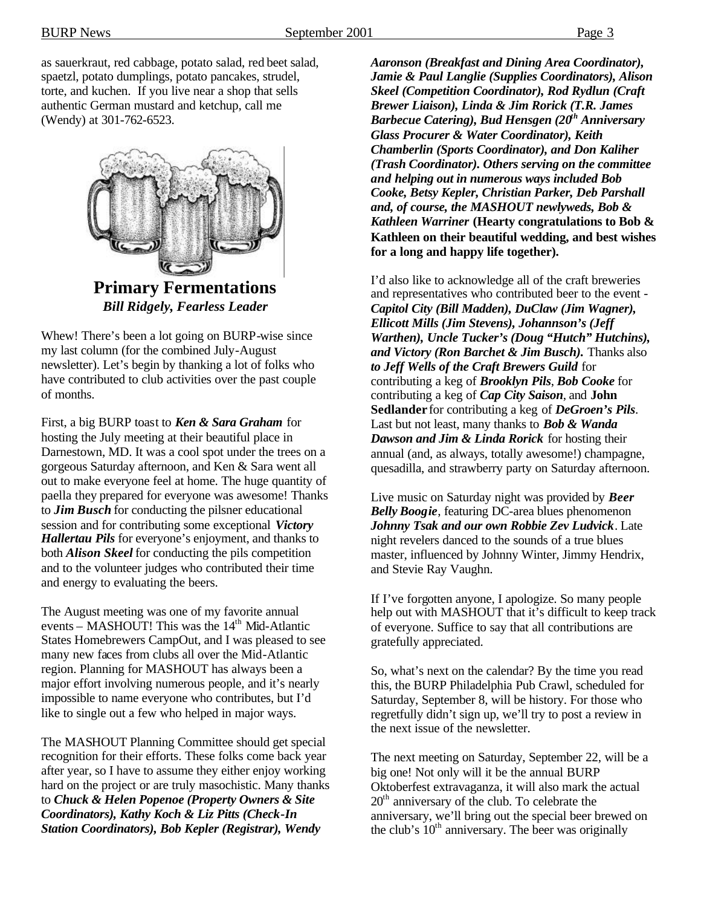as sauerkraut, red cabbage, potato salad, red beet salad, spaetzl, potato dumplings, potato pancakes, strudel, torte, and kuchen. If you live near a shop that sells authentic German mustard and ketchup, call me (Wendy) at 301-762-6523.

## Primary Fermentations

***Bill Ridgely, Fearless Leader***

Whew! There's been a lot going on BURP-wise since my last column (for the combined July-August newsletter). Let's begin by thanking a lot of folks who have contributed to club activities over the past couple of months.

First, a big BURP toast to ***Ken & Sara Graham*** for hosting the July meeting at their beautiful place in Darnestown, MD. It was a cool spot under the trees on a gorgeous Saturday afternoon, and Ken & Sara went all out to make everyone feel at home. The huge quantity of paella they prepared for everyone was awesome! Thanks to ***Jim Busch*** for conducting the pilsner educational session and for contributing some exceptional ***Victory Hallertau Pils*** for everyone's enjoyment, and thanks to both ***Alison Skeel*** for conducting the pils competition and to the volunteer judges who contributed their time and energy to evaluating the beers.

The August meeting was one of my favorite annual events – MASHOUT! This was the 14th Mid-Atlantic States Homebrewers CampOut, and I was pleased to see many new faces from clubs all over the Mid-Atlantic region. Planning for MASHOUT has always been a major effort involving numerous people, and it's nearly impossible to name everyone who contributes, but I'd like to single out a few who helped in major ways.

The MASHOUT Planning Committee should get special recognition for their efforts. These folks come back year after year, so I have to assume they either enjoy working hard on the project or are truly masochistic. Many thanks to ***Chuck & Helen Popenoe (Property Owners & Site Coordinators), Kathy Koch & Liz Pitts (Check-In Station Coordinators), Bob Kepler (Registrar), Wendy Aaronson (Breakfast and Dining Area Coordinator), Jamie & Paul Langlie (Supplies Coordinators), Alison Skeel (Competition Coordinator), Rod Rydlun (Craft Brewer Liaison), Linda & Jim Rorick (T.R. James Barbecue Catering), Bud Hensgen (20th Anniversary Glass Procurer & Water Coordinator), Keith Chamberlin (Sports Coordinator), and Don Kaliher (Trash Coordinator). Others serving on the committee and helping out in numerous ways included Bob Cooke, Betsy Kepler, Christian Parker, Deb Parshall and, of course, the MASHOUT newlyweds, Bob & Kathleen Warriner*** **(Hearty congratulations to Bob & Kathleen on their beautiful wedding, and best wishes for a long and happy life together).**

I'd also like to acknowledge all of the craft breweries and representatives who contributed beer to the event - ***Capitol City (Bill Madden), DuClaw (Jim Wagner), Ellicott Mills (Jim Stevens), Johannson's (Jeff Warthen), Uncle Tucker's (Doug "Hutch" Hutchins), and Victory (Ron Barchet & Jim Busch).*** Thanks also ***to Jeff Wells of the Craft Brewers Guild*** for contributing a keg of ***Brooklyn Pils***, ***Bob Cooke*** for contributing a keg of ***Cap City Saison***, and **John Sedlander** for contributing a keg of ***DeGroen's Pils***. Last but not least, many thanks to ***Bob & Wanda Dawson and Jim & Linda Rorick*** for hosting their annual (and, as always, totally awesome!) champagne, quesadilla, and strawberry party on Saturday afternoon.

Live music on Saturday night was provided by ***Beer Belly Boogie***, featuring DC-area blues phenomenon ***Johnny Tsak and our own Robbie Zev Ludvick***. Late night revelers danced to the sounds of a true blues master, influenced by Johnny Winter, Jimmy Hendrix, and Stevie Ray Vaughn.

If I've forgotten anyone, I apologize. So many people help out with MASHOUT that it's difficult to keep track of everyone. Suffice to say that all contributions are gratefully appreciated.

So, what's next on the calendar? By the time you read this, the BURP Philadelphia Pub Crawl, scheduled for Saturday, September 8, will be history. For those who regretfully didn't sign up, we'll try to post a review in the next issue of the newsletter.

The next meeting on Saturday, September 22, will be a big one! Not only will it be the annual BURP Oktoberfest extravaganza, it will also mark the actual 20th anniversary of the club. To celebrate the anniversary, we'll bring out the special beer brewed on the club's 10th anniversary. The beer was originally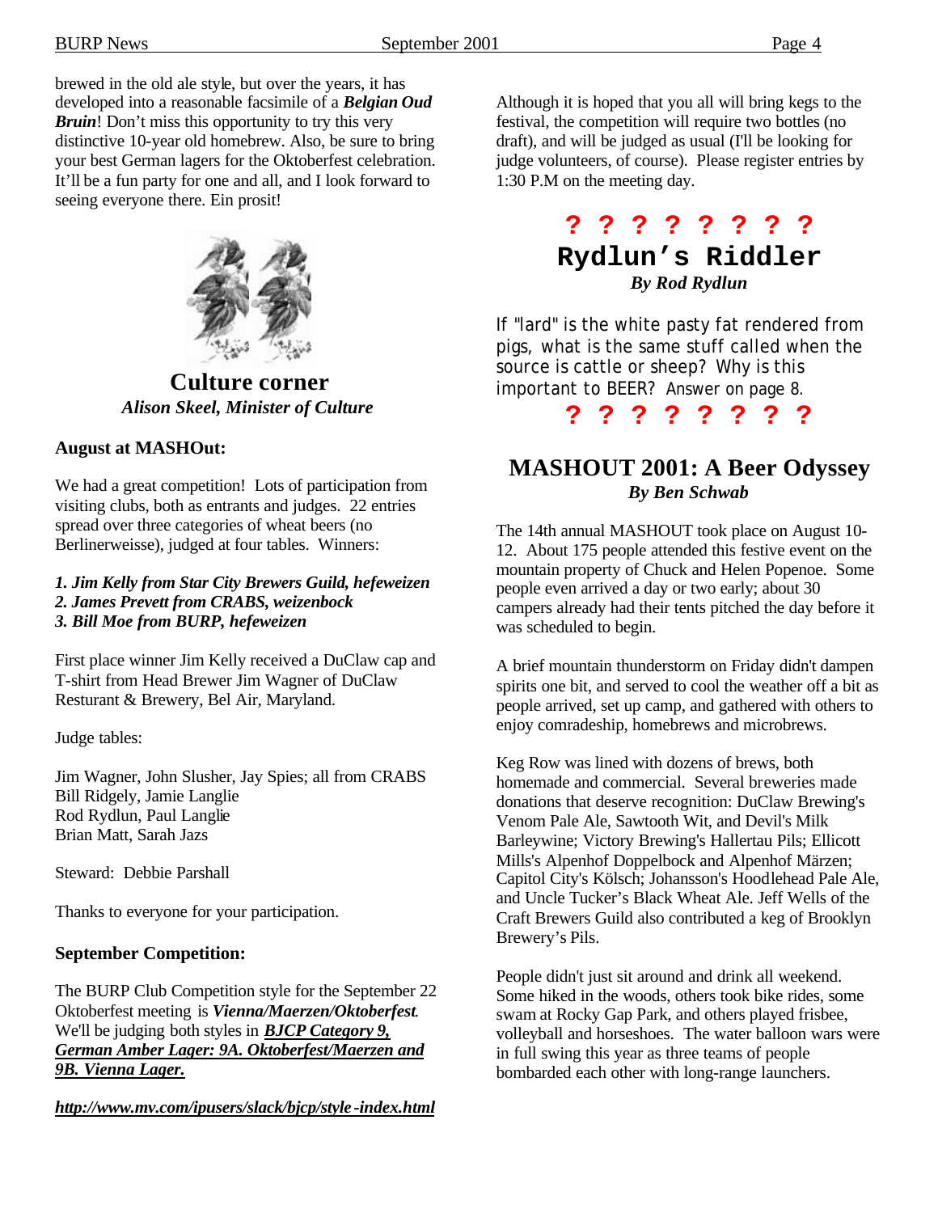brewed in the old ale style, but over the years, it has developed into a reasonable facsimile of a ***Belgian Oud Bruin***! Don't miss this opportunity to try this very distinctive 10-year old homebrew. Also, be sure to bring your best German lagers for the Oktoberfest celebration. It'll be a fun party for one and all, and I look forward to seeing everyone there. Ein prosit!

## Culture corner

***Alison Skeel, Minister of Culture***

### August at MASHOut:

We had a great competition! Lots of participation from visiting clubs, both as entrants and judges. 22 entries spread over three categories of wheat beers (no Berlinerweisse), judged at four tables. Winners:

***1. Jim Kelly from Star City Brewers Guild, hefeweizen***
***2. James Prevett from CRABS, weizenbock***
***3. Bill Moe from BURP, hefeweizen***

First place winner Jim Kelly received a DuClaw cap and T-shirt from Head Brewer Jim Wagner of DuClaw Resturant & Brewery, Bel Air, Maryland.

Judge tables:

Jim Wagner, John Slusher, Jay Spies; all from CRABS
Bill Ridgely, Jamie Langlie
Rod Rydlun, Paul Langlie
Brian Matt, Sarah Jazs

Steward: Debbie Parshall

Thanks to everyone for your participation.

### September Competition:

The BURP Club Competition style for the September 22 Oktoberfest meeting is ***Vienna/Maerzen/Oktoberfest***. We'll be judging both styles in ***BJCP Category 9, German Amber Lager: 9A. Oktoberfest/Maerzen and 9B. Vienna Lager.***

***http://www.mv.com/ipusers/slack/bjcp/style-index.html***

Although it is hoped that you all will bring kegs to the festival, the competition will require two bottles (no draft), and will be judged as usual (I'll be looking for judge volunteers, of course). Please register entries by 1:30 P.M on the meeting day.

**? ? ? ? ? ? ? ?**

## Rydlun's Riddler

***By Rod Rydlun***

If "lard" is the white pasty fat rendered from pigs, what is the same stuff called when the source is cattle or sheep? Why is this important to BEER? Answer on page 8.

**? ? ? ? ? ? ? ?**

## MASHOUT 2001: A Beer Odyssey

***By Ben Schwab***

The 14th annual MASHOUT took place on August 10-12. About 175 people attended this festive event on the mountain property of Chuck and Helen Popenoe. Some people even arrived a day or two early; about 30 campers already had their tents pitched the day before it was scheduled to begin.

A brief mountain thunderstorm on Friday didn't dampen spirits one bit, and served to cool the weather off a bit as people arrived, set up camp, and gathered with others to enjoy comradeship, homebrews and microbrews.

Keg Row was lined with dozens of brews, both homemade and commercial. Several breweries made donations that deserve recognition: DuClaw Brewing's Venom Pale Ale, Sawtooth Wit, and Devil's Milk Barleywine; Victory Brewing's Hallertau Pils; Ellicott Mills's Alpenhof Doppelbock and Alpenhof Märzen; Capitol City's Kölsch; Johansson's Hoodlehead Pale Ale, and Uncle Tucker's Black Wheat Ale. Jeff Wells of the Craft Brewers Guild also contributed a keg of Brooklyn Brewery's Pils.

People didn't just sit around and drink all weekend. Some hiked in the woods, others took bike rides, some swam at Rocky Gap Park, and others played frisbee, volleyball and horseshoes. The water balloon wars were in full swing this year as three teams of people bombarded each other with long-range launchers.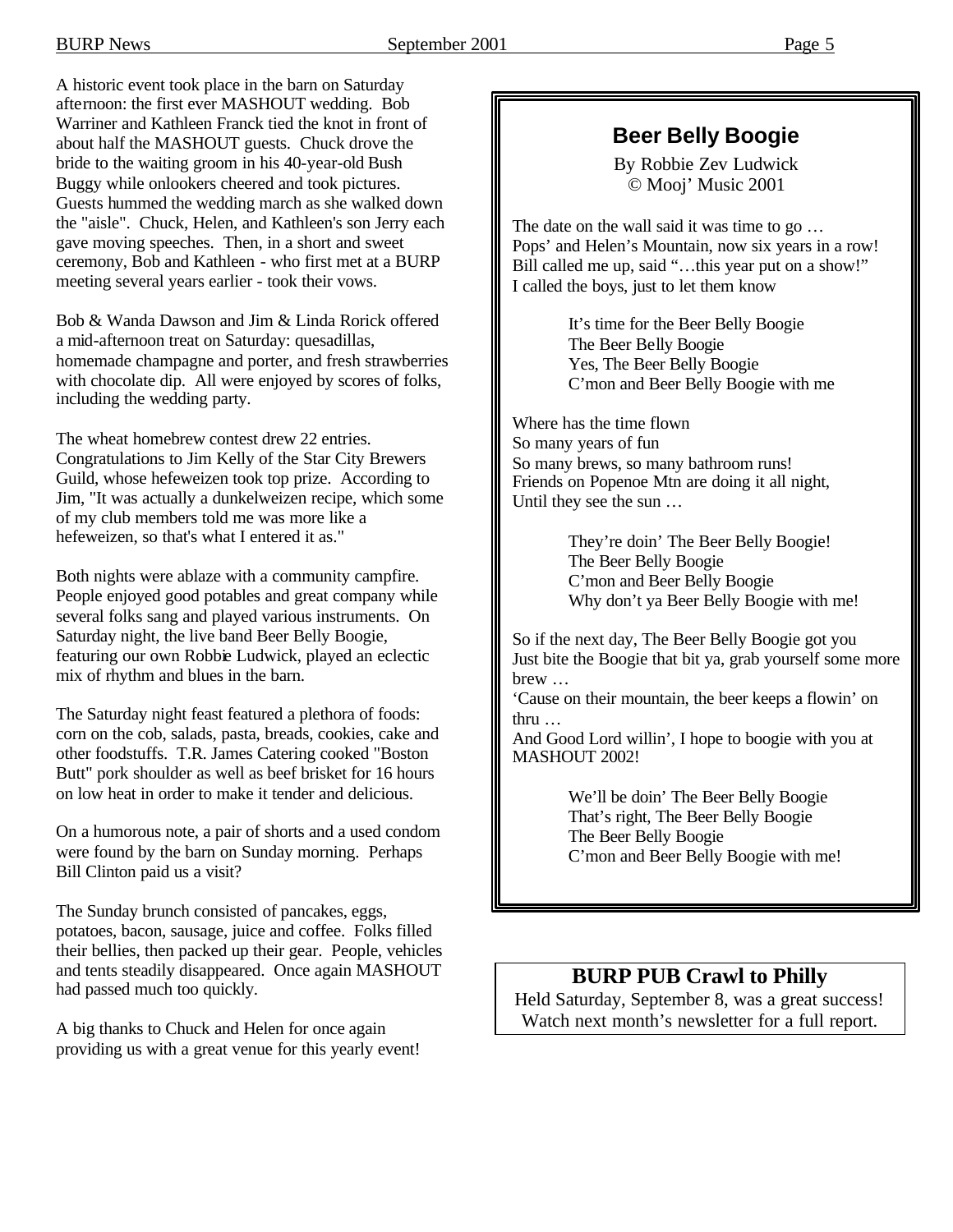A historic event took place in the barn on Saturday afternoon: the first ever MASHOUT wedding. Bob Warriner and Kathleen Franck tied the knot in front of about half the MASHOUT guests. Chuck drove the bride to the waiting groom in his 40-year-old Bush Buggy while onlookers cheered and took pictures. Guests hummed the wedding march as she walked down the "aisle". Chuck, Helen, and Kathleen's son Jerry each gave moving speeches. Then, in a short and sweet ceremony, Bob and Kathleen - who first met at a BURP meeting several years earlier - took their vows.

Bob & Wanda Dawson and Jim & Linda Rorick offered a mid-afternoon treat on Saturday: quesadillas, homemade champagne and porter, and fresh strawberries with chocolate dip. All were enjoyed by scores of folks, including the wedding party.

The wheat homebrew contest drew 22 entries. Congratulations to Jim Kelly of the Star City Brewers Guild, whose hefeweizen took top prize. According to Jim, "It was actually a dunkelweizen recipe, which some of my club members told me was more like a hefeweizen, so that's what I entered it as."

Both nights were ablaze with a community campfire. People enjoyed good potables and great company while several folks sang and played various instruments. On Saturday night, the live band Beer Belly Boogie, featuring our own Robbie Ludwick, played an eclectic mix of rhythm and blues in the barn.

The Saturday night feast featured a plethora of foods: corn on the cob, salads, pasta, breads, cookies, cake and other foodstuffs. T.R. James Catering cooked "Boston Butt" pork shoulder as well as beef brisket for 16 hours on low heat in order to make it tender and delicious.

On a humorous note, a pair of shorts and a used condom were found by the barn on Sunday morning. Perhaps Bill Clinton paid us a visit?

The Sunday brunch consisted of pancakes, eggs, potatoes, bacon, sausage, juice and coffee. Folks filled their bellies, then packed up their gear. People, vehicles and tents steadily disappeared. Once again MASHOUT had passed much too quickly.

A big thanks to Chuck and Helen for once again providing us with a great venue for this yearly event!

## Beer Belly Boogie

By Robbie Zev Ludwick
© Mooj' Music 2001

The date on the wall said it was time to go …
Pops' and Helen's Mountain, now six years in a row!
Bill called me up, said "…this year put on a show!"
I called the boys, just to let them know

> It's time for the Beer Belly Boogie
> The Beer Belly Boogie
> Yes, The Beer Belly Boogie
> C'mon and Beer Belly Boogie with me

Where has the time flown
So many years of fun
So many brews, so many bathroom runs!
Friends on Popenoe Mtn are doing it all night,
Until they see the sun …

> They're doin' The Beer Belly Boogie!
> The Beer Belly Boogie
> C'mon and Beer Belly Boogie
> Why don't ya Beer Belly Boogie with me!

So if the next day, The Beer Belly Boogie got you
Just bite the Boogie that bit ya, grab yourself some more brew …
'Cause on their mountain, the beer keeps a flowin' on thru …
And Good Lord willin', I hope to boogie with you at MASHOUT 2002!

> We'll be doin' The Beer Belly Boogie
> That's right, The Beer Belly Boogie
> The Beer Belly Boogie
> C'mon and Beer Belly Boogie with me!

## BURP PUB Crawl to Philly

Held Saturday, September 8, was a great success!
Watch next month's newsletter for a full report.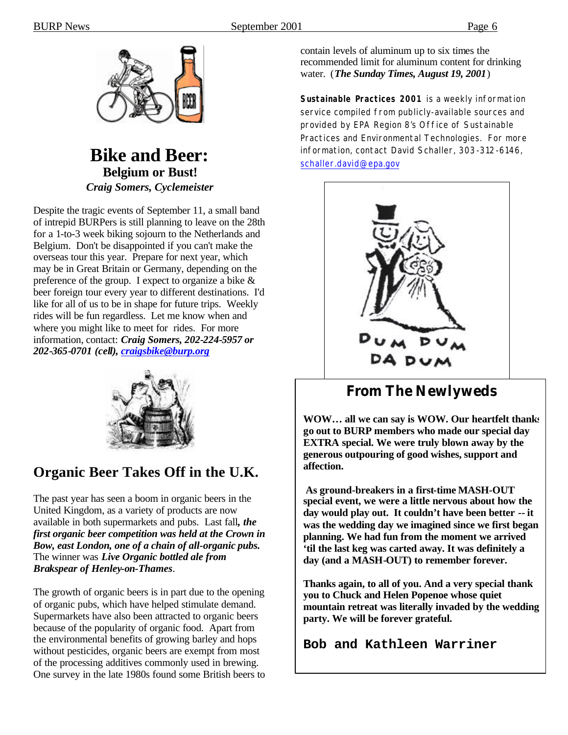# Bike and Beer:

### Belgium or Bust!

*Craig Somers, Cyclemeister*

Despite the tragic events of September 11, a small band of intrepid BURPers is still planning to leave on the 28th for a 1-to-3 week biking sojourn to the Netherlands and Belgium. Don't be disappointed if you can't make the overseas tour this year. Prepare for next year, which may be in Great Britain or Germany, depending on the preference of the group. I expect to organize a bike & beer foreign tour every year to different destinations. I'd like for all of us to be in shape for future trips. Weekly rides will be fun regardless. Let me know when and where you might like to meet for rides. For more information, contact: ***Craig Somers, 202-224-5957 or 202-365-0701 (cell), craigsbike@burp.org***

## Organic Beer Takes Off in the U.K.

The past year has seen a boom in organic beers in the United Kingdom, as a variety of products are now available in both supermarkets and pubs. Last fall***, the first organic beer competition was held at the Crown in Bow, east London, one of a chain of all-organic pubs.*** The winner was ***Live Organic bottled ale from Brakspear of Henley-on-Thames***.

The growth of organic beers is in part due to the opening of organic pubs, which have helped stimulate demand. Supermarkets have also been attracted to organic beers because of the popularity of organic food. Apart from the environmental benefits of growing barley and hops without pesticides, organic beers are exempt from most of the processing additives commonly used in brewing. One survey in the late 1980s found some British beers to contain levels of aluminum up to six times the recommended limit for aluminum content for drinking water. (***The Sunday Times, August 19, 2001***)

**Sustainable Practices 2001** is a weekly information service compiled from publicly-available sources and provided by EPA Region 8's Office of Sustainable Practices and Environmental Technologies. For more information, contact David Schaller, 303-312-6146, schaller.david@epa.gov

DUM DUM DA DUM

## From The Newlyweds

**WOW… all we can say is WOW. Our heartfelt thanks go out to BURP members who made our special day EXTRA special. We were truly blown away by the generous outpouring of good wishes, support and affection.**

**As ground-breakers in a first-time MASH-OUT special event, we were a little nervous about how the day would play out. It couldn't have been better -- it was the wedding day we imagined since we first began planning. We had fun from the moment we arrived 'til the last keg was carted away. It was definitely a day (and a MASH-OUT) to remember forever.**

**Thanks again, to all of you. And a very special thank you to Chuck and Helen Popenoe whose quiet mountain retreat was literally invaded by the wedding party. We will be forever grateful.**

**Bob and Kathleen Warriner**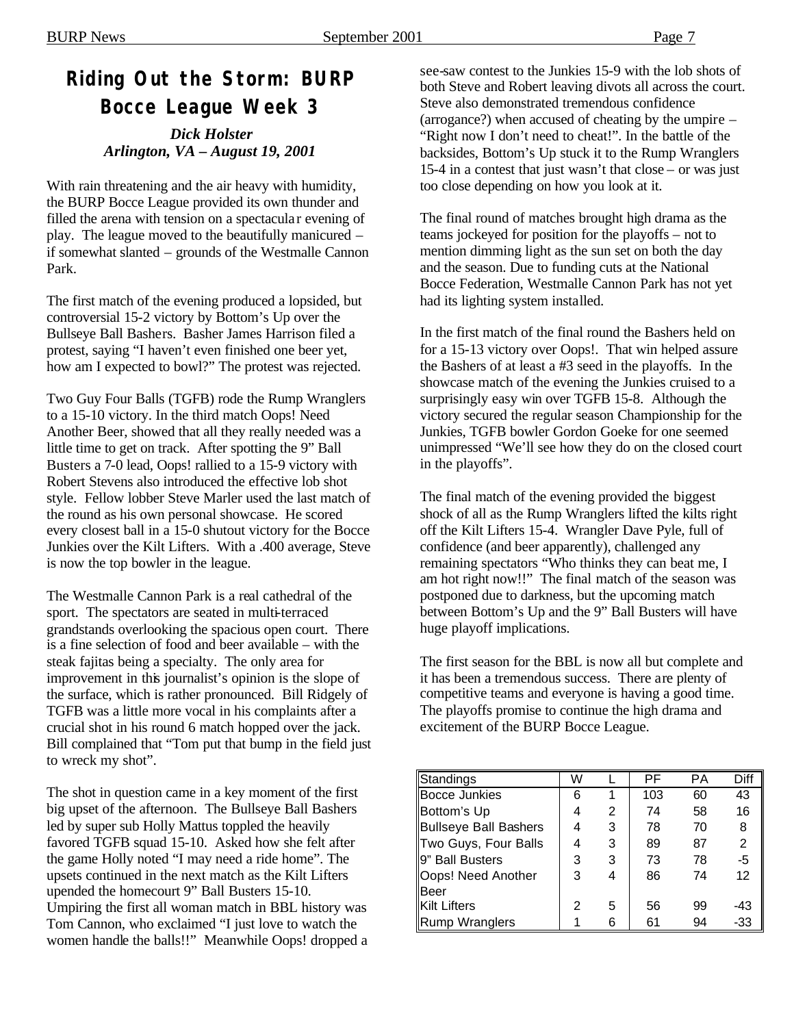# Riding Out the Storm: BURP Bocce League Week 3

***Dick Holster***
***Arlington, VA – August 19, 2001***

With rain threatening and the air heavy with humidity, the BURP Bocce League provided its own thunder and filled the arena with tension on a spectacular evening of play. The league moved to the beautifully manicured – if somewhat slanted – grounds of the Westmalle Cannon Park.

The first match of the evening produced a lopsided, but controversial 15-2 victory by Bottom's Up over the Bullseye Ball Bashers. Basher James Harrison filed a protest, saying "I haven't even finished one beer yet, how am I expected to bowl?" The protest was rejected.

Two Guy Four Balls (TGFB) rode the Rump Wranglers to a 15-10 victory. In the third match Oops! Need Another Beer, showed that all they really needed was a little time to get on track. After spotting the 9" Ball Busters a 7-0 lead, Oops! rallied to a 15-9 victory with Robert Stevens also introduced the effective lob shot style. Fellow lobber Steve Marler used the last match of the round as his own personal showcase. He scored every closest ball in a 15-0 shutout victory for the Bocce Junkies over the Kilt Lifters. With a .400 average, Steve is now the top bowler in the league.

The Westmalle Cannon Park is a real cathedral of the sport. The spectators are seated in multi-terraced grandstands overlooking the spacious open court. There is a fine selection of food and beer available – with the steak fajitas being a specialty. The only area for improvement in this journalist's opinion is the slope of the surface, which is rather pronounced. Bill Ridgely of TGFB was a little more vocal in his complaints after a crucial shot in his round 6 match hopped over the jack. Bill complained that "Tom put that bump in the field just to wreck my shot".

The shot in question came in a key moment of the first big upset of the afternoon. The Bullseye Ball Bashers led by super sub Holly Mattus toppled the heavily favored TGFB squad 15-10. Asked how she felt after the game Holly noted "I may need a ride home". The upsets continued in the next match as the Kilt Lifters upended the homecourt 9" Ball Busters 15-10. Umpiring the first all woman match in BBL history was Tom Cannon, who exclaimed "I just love to watch the women handle the balls!!" Meanwhile Oops! dropped a see-saw contest to the Junkies 15-9 with the lob shots of both Steve and Robert leaving divots all across the court. Steve also demonstrated tremendous confidence (arrogance?) when accused of cheating by the umpire – "Right now I don't need to cheat!". In the battle of the backsides, Bottom's Up stuck it to the Rump Wranglers 15-4 in a contest that just wasn't that close – or was just too close depending on how you look at it.

The final round of matches brought high drama as the teams jockeyed for position for the playoffs – not to mention dimming light as the sun set on both the day and the season. Due to funding cuts at the National Bocce Federation, Westmalle Cannon Park has not yet had its lighting system installed.

In the first match of the final round the Bashers held on for a 15-13 victory over Oops!. That win helped assure the Bashers of at least a #3 seed in the playoffs. In the showcase match of the evening the Junkies cruised to a surprisingly easy win over TGFB 15-8. Although the victory secured the regular season Championship for the Junkies, TGFB bowler Gordon Goeke for one seemed unimpressed "We'll see how they do on the closed court in the playoffs".

The final match of the evening provided the biggest shock of all as the Rump Wranglers lifted the kilts right off the Kilt Lifters 15-4. Wrangler Dave Pyle, full of confidence (and beer apparently), challenged any remaining spectators "Who thinks they can beat me, I am hot right now!!" The final match of the season was postponed due to darkness, but the upcoming match between Bottom's Up and the 9" Ball Busters will have huge playoff implications.

The first season for the BBL is now all but complete and it has been a tremendous success. There are plenty of competitive teams and everyone is having a good time. The playoffs promise to continue the high drama and excitement of the BURP Bocce League.

| Standings | W | L | PF | PA | Diff |
|---|---|---|---|---|---|
| Bocce Junkies | 6 | 1 | 103 | 60 | 43 |
| Bottom's Up | 4 | 2 | 74 | 58 | 16 |
| Bullseye Ball Bashers | 4 | 3 | 78 | 70 | 8 |
| Two Guys, Four Balls | 4 | 3 | 89 | 87 | 2 |
| 9" Ball Busters | 3 | 3 | 73 | 78 | -5 |
| Oops! Need Another Beer | 3 | 4 | 86 | 74 | 12 |
| Kilt Lifters | 2 | 5 | 56 | 99 | -43 |
| Rump Wranglers | 1 | 6 | 61 | 94 | -33 |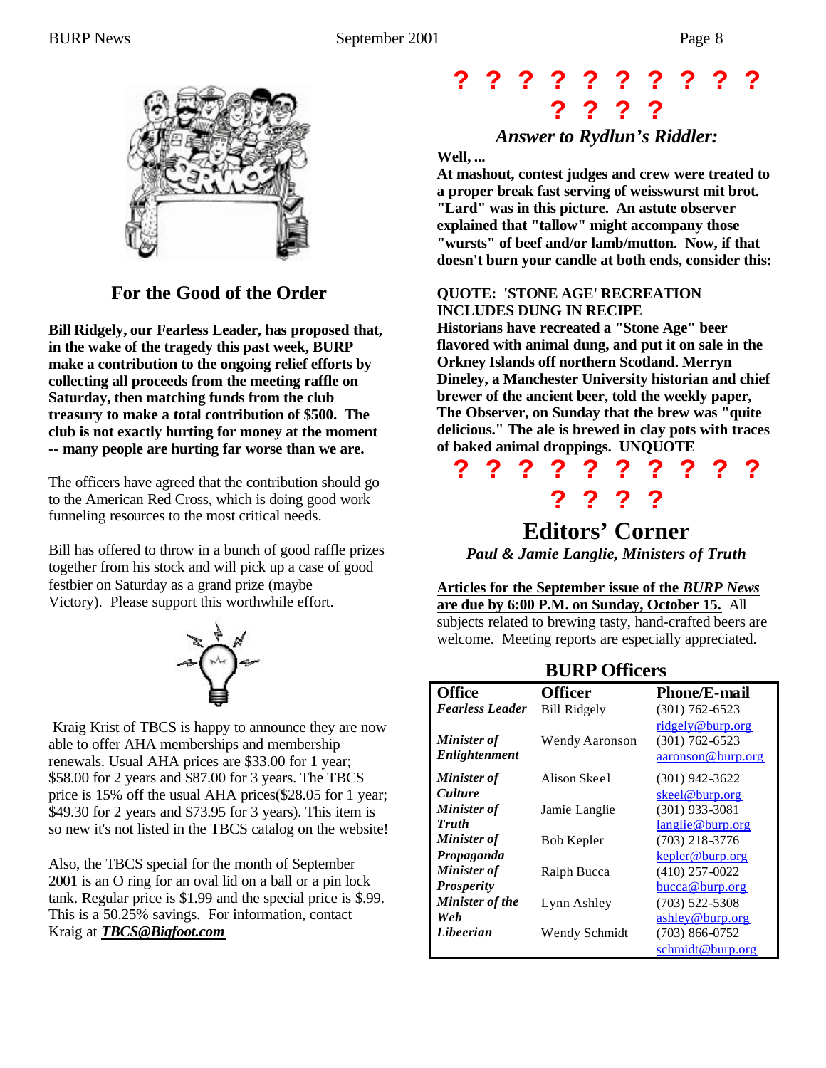## For the Good of the Order

**Bill Ridgely, our Fearless Leader, has proposed that, in the wake of the tragedy this past week, BURP make a contribution to the ongoing relief efforts by collecting all proceeds from the meeting raffle on Saturday, then matching funds from the club treasury to make a total contribution of $500. The club is not exactly hurting for money at the moment -- many people are hurting far worse than we are.**

The officers have agreed that the contribution should go to the American Red Cross, which is doing good work funneling resources to the most critical needs.

Bill has offered to throw in a bunch of good raffle prizes together from his stock and will pick up a case of good festbier on Saturday as a grand prize (maybe Victory). Please support this worthwhile effort.

Kraig Krist of TBCS is happy to announce they are now able to offer AHA memberships and membership renewals. Usual AHA prices are $33.00 for 1 year; $58.00 for 2 years and $87.00 for 3 years. The TBCS price is 15% off the usual AHA prices($28.05 for 1 year; $49.30 for 2 years and $73.95 for 3 years). This item is so new it's not listed in the TBCS catalog on the website!

Also, the TBCS special for the month of September 2001 is an O ring for an oval lid on a ball or a pin lock tank. Regular price is $1.99 and the special price is $.99. This is a 50.25% savings. For information, contact Kraig at ***TBCS@Bigfoot.com***

**? ? ? ? ? ? ? ? ? ? ? ? ? ?**

### *Answer to Rydlun's Riddler:*

**Well, ...**

**At mashout, contest judges and crew were treated to a proper break fast serving of weisswurst mit brot. "Lard" was in this picture. An astute observer explained that "tallow" might accompany those "wursts" of beef and/or lamb/mutton. Now, if that doesn't burn your candle at both ends, consider this:**

**QUOTE: 'STONE AGE' RECREATION INCLUDES DUNG IN RECIPE**

**Historians have recreated a "Stone Age" beer flavored with animal dung, and put it on sale in the Orkney Islands off northern Scotland. Merryn Dineley, a Manchester University historian and chief brewer of the ancient beer, told the weekly paper, The Observer, on Sunday that the brew was "quite delicious." The ale is brewed in clay pots with traces of baked animal droppings. UNQUOTE**

**? ? ? ? ? ? ? ? ? ? ? ? ? ?**

## Editors' Corner

***Paul & Jamie Langlie, Ministers of Truth***

<u>Articles for the September issue of the *BURP News* are due by 6:00 P.M. on Sunday, October 15.</u> All subjects related to brewing tasty, hand-crafted beers are welcome. Meeting reports are especially appreciated.

### BURP Officers

| Office | Officer | Phone/E-mail |
|---|---|---|
| *Fearless Leader* | Bill Ridgely | (301) 762-6523 ridgely@burp.org |
| *Minister of Enlightenment* | Wendy Aaronson | (301) 762-6523 aaronson@burp.org |
| *Minister of Culture* | Alison Skeel | (301) 942-3622 skeel@burp.org |
| *Minister of Truth* | Jamie Langlie | (301) 933-3081 langlie@burp.org |
| *Minister of Propaganda* | Bob Kepler | (703) 218-3776 kepler@burp.org |
| *Minister of Prosperity* | Ralph Bucca | (410) 257-0022 bucca@burp.org |
| *Minister of the Web* | Lynn Ashley | (703) 522-5308 ashley@burp.org |
| *Libeerian* | Wendy Schmidt | (703) 866-0752 schmidt@burp.org |